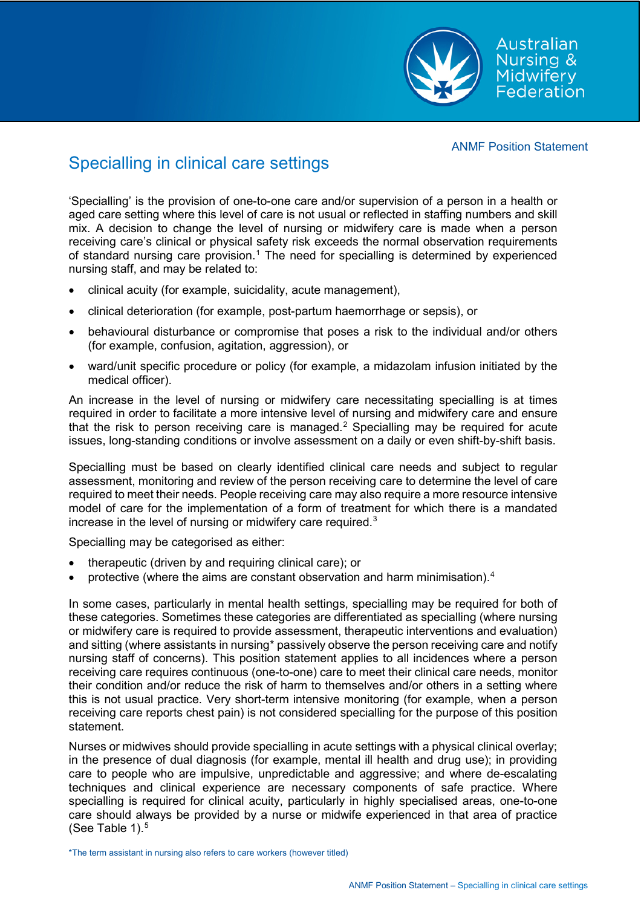ANMF Position Statement

# Specialling in clinical care settings

'Specialling' is the provision of one-to-one care and/or supervision of a person in a health or aged care setting where this level of care is not usual or reflected in staffing numbers and skill mix. A decision to change the level of nursing or midwifery care is made when a person receiving care's clinical or physical safety risk exceeds the normal observation requirements of standard nursing care provision.[1] The need for specialling is determined by experienced nursing staff, and may be related to:

- clinical acuity (for example, suicidality, acute management),
- clinical deterioration (for example, post-partum haemorrhage or sepsis), or
- behavioural disturbance or compromise that poses a risk to the individual and/or others (for example, confusion, agitation, aggression), or
- ward/unit specific procedure or policy (for example, a midazolam infusion initiated by the medical officer).

An increase in the level of nursing or midwifery care necessitating specialling is at times required in order to facilitate a more intensive level of nursing and midwifery care and ensure that the risk to person receiving care is managed.[2] Specialling may be required for acute issues, long-standing conditions or involve assessment on a daily or even shift-by-shift basis.

Specialling must be based on clearly identified clinical care needs and subject to regular assessment, monitoring and review of the person receiving care to determine the level of care required to meet their needs. People receiving care may also require a more resource intensive model of care for the implementation of a form of treatment for which there is a mandated increase in the level of nursing or midwifery care required.[3]

Specialling may be categorised as either:

- therapeutic (driven by and requiring clinical care); or
- protective (where the aims are constant observation and harm minimisation).[4]

In some cases, particularly in mental health settings, specialling may be required for both of these categories. Sometimes these categories are differentiated as specialling (where nursing or midwifery care is required to provide assessment, therapeutic interventions and evaluation) and sitting (where assistants in nursing* passively observe the person receiving care and notify nursing staff of concerns). This position statement applies to all incidences where a person receiving care requires continuous (one-to-one) care to meet their clinical care needs, monitor their condition and/or reduce the risk of harm to themselves and/or others in a setting where this is not usual practice. Very short-term intensive monitoring (for example, when a person receiving care reports chest pain) is not considered specialling for the purpose of this position statement.

Nurses or midwives should provide specialling in acute settings with a physical clinical overlay; in the presence of dual diagnosis (for example, mental ill health and drug use); in providing care to people who are impulsive, unpredictable and aggressive; and where de-escalating techniques and clinical experience are necessary components of safe practice. Where specialling is required for clinical acuity, particularly in highly specialised areas, one-to-one care should always be provided by a nurse or midwife experienced in that area of practice (See Table 1).[5]

*The term assistant in nursing also refers to care workers (however titled)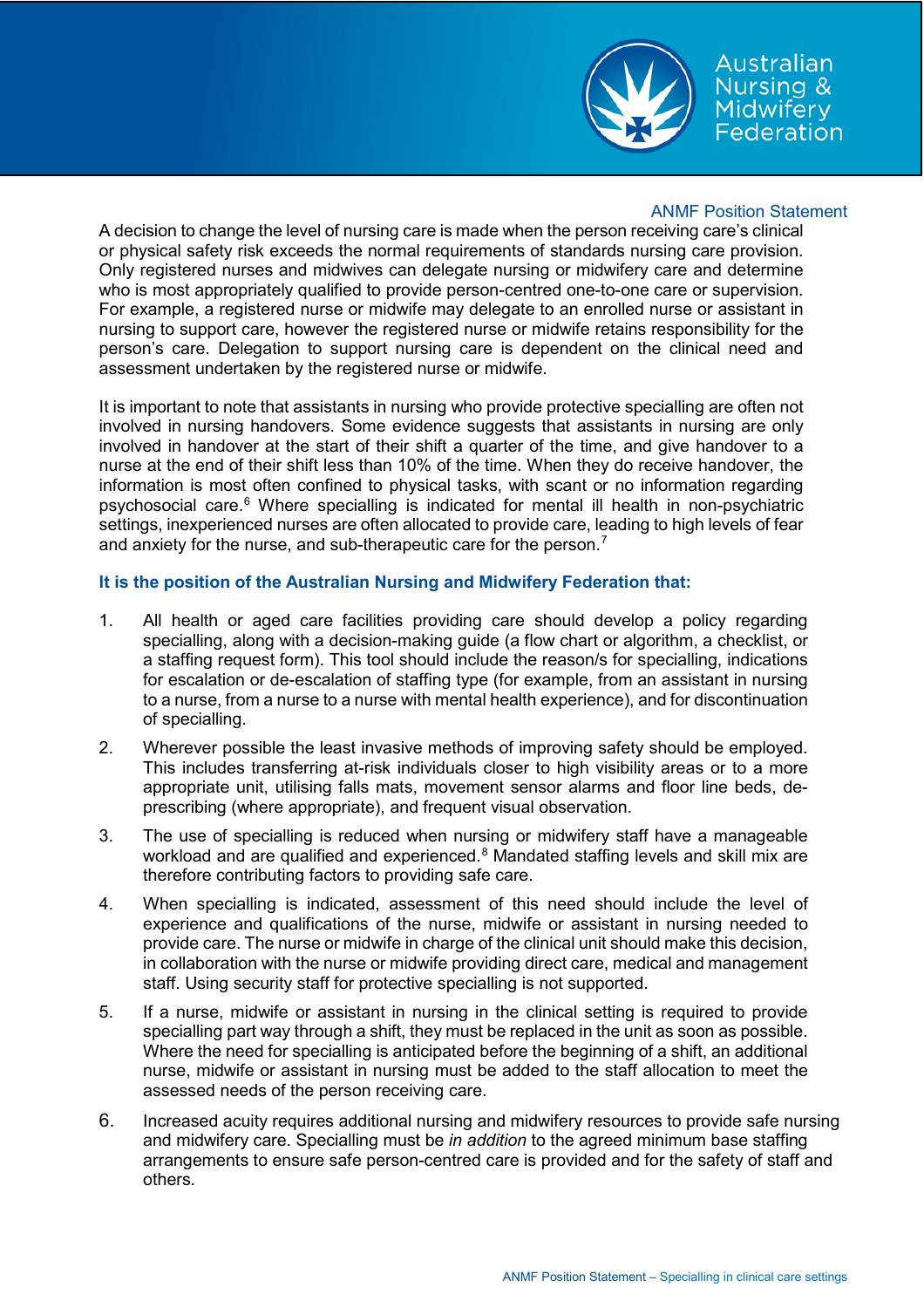A decision to change the level of nursing care is made when the person receiving care's clinical or physical safety risk exceeds the normal requirements of standards nursing care provision. Only registered nurses and midwives can delegate nursing or midwifery care and determine who is most appropriately qualified to provide person-centred one-to-one care or supervision. For example, a registered nurse or midwife may delegate to an enrolled nurse or assistant in nursing to support care, however the registered nurse or midwife retains responsibility for the person's care. Delegation to support nursing care is dependent on the clinical need and assessment undertaken by the registered nurse or midwife.

It is important to note that assistants in nursing who provide protective specialling are often not involved in nursing handovers. Some evidence suggests that assistants in nursing are only involved in handover at the start of their shift a quarter of the time, and give handover to a nurse at the end of their shift less than 10% of the time. When they do receive handover, the information is most often confined to physical tasks, with scant or no information regarding psychosocial care.[6] Where specialling is indicated for mental ill health in non-psychiatric settings, inexperienced nurses are often allocated to provide care, leading to high levels of fear and anxiety for the nurse, and sub-therapeutic care for the person.[7]

**It is the position of the Australian Nursing and Midwifery Federation that:**

1. All health or aged care facilities providing care should develop a policy regarding specialling, along with a decision-making guide (a flow chart or algorithm, a checklist, or a staffing request form). This tool should include the reason/s for specialling, indications for escalation or de-escalation of staffing type (for example, from an assistant in nursing to a nurse, from a nurse to a nurse with mental health experience), and for discontinuation of specialling.
2. Wherever possible the least invasive methods of improving safety should be employed. This includes transferring at-risk individuals closer to high visibility areas or to a more appropriate unit, utilising falls mats, movement sensor alarms and floor line beds, de-prescribing (where appropriate), and frequent visual observation.
3. The use of specialling is reduced when nursing or midwifery staff have a manageable workload and are qualified and experienced.[8] Mandated staffing levels and skill mix are therefore contributing factors to providing safe care.
4. When specialling is indicated, assessment of this need should include the level of experience and qualifications of the nurse, midwife or assistant in nursing needed to provide care. The nurse or midwife in charge of the clinical unit should make this decision, in collaboration with the nurse or midwife providing direct care, medical and management staff. Using security staff for protective specialling is not supported.
5. If a nurse, midwife or assistant in nursing in the clinical setting is required to provide specialling part way through a shift, they must be replaced in the unit as soon as possible. Where the need for specialling is anticipated before the beginning of a shift, an additional nurse, midwife or assistant in nursing must be added to the staff allocation to meet the assessed needs of the person receiving care.
6. Increased acuity requires additional nursing and midwifery resources to provide safe nursing and midwifery care. Specialling must be *in addition* to the agreed minimum base staffing arrangements to ensure safe person-centred care is provided and for the safety of staff and others.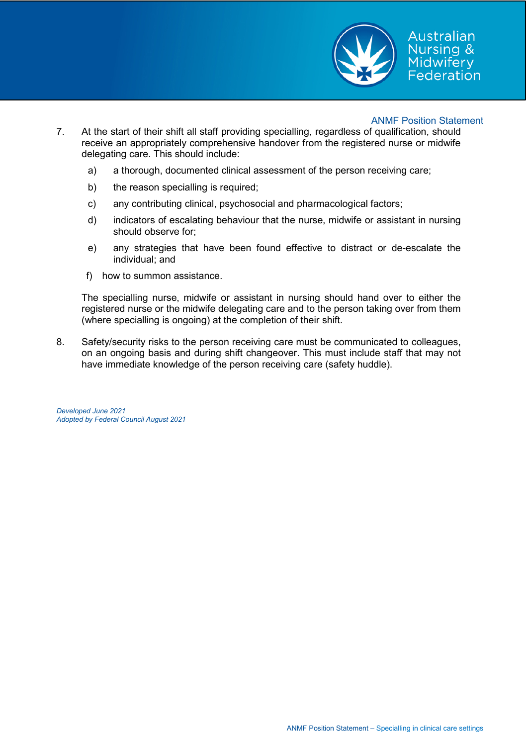7. At the start of their shift all staff providing specialling, regardless of qualification, should receive an appropriately comprehensive handover from the registered nurse or midwife delegating care. This should include:

   a) a thorough, documented clinical assessment of the person receiving care;

   b) the reason specialling is required;

   c) any contributing clinical, psychosocial and pharmacological factors;

   d) indicators of escalating behaviour that the nurse, midwife or assistant in nursing should observe for;

   e) any strategies that have been found effective to distract or de-escalate the individual; and

   f) how to summon assistance.

   The specialling nurse, midwife or assistant in nursing should hand over to either the registered nurse or the midwife delegating care and to the person taking over from them (where specialling is ongoing) at the completion of their shift.

8. Safety/security risks to the person receiving care must be communicated to colleagues, on an ongoing basis and during shift changeover. This must include staff that may not have immediate knowledge of the person receiving care (safety huddle).

*Developed June 2021*
*Adopted by Federal Council August 2021*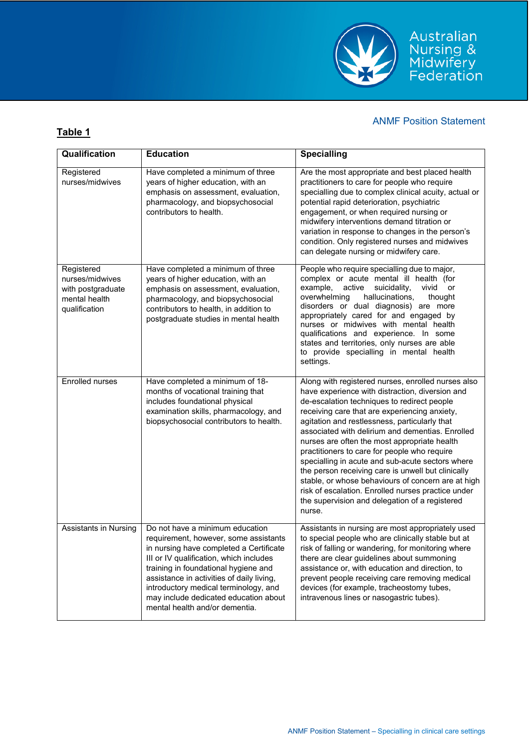**Table 1**

| Qualification | Education | Specialling |
|---|---|---|
| Registered nurses/midwives | Have completed a minimum of three years of higher education, with an emphasis on assessment, evaluation, pharmacology, and biopsychosocial contributors to health. | Are the most appropriate and best placed health practitioners to care for people who require specialling due to complex clinical acuity, actual or potential rapid deterioration, psychiatric engagement, or when required nursing or midwifery interventions demand titration or variation in response to changes in the person's condition. Only registered nurses and midwives can delegate nursing or midwifery care. |
| Registered nurses/midwives with postgraduate mental health qualification | Have completed a minimum of three years of higher education, with an emphasis on assessment, evaluation, pharmacology, and biopsychosocial contributors to health, in addition to postgraduate studies in mental health | People who require specialling due to major, complex or acute mental ill health (for example, active suicidality, vivid or overwhelming hallucinations, thought disorders or dual diagnosis) are more appropriately cared for and engaged by nurses or midwives with mental health qualifications and experience. In some states and territories, only nurses are able to provide specialling in mental health settings. |
| Enrolled nurses | Have completed a minimum of 18-months of vocational training that includes foundational physical examination skills, pharmacology, and biopsychosocial contributors to health. | Along with registered nurses, enrolled nurses also have experience with distraction, diversion and de-escalation techniques to redirect people receiving care that are experiencing anxiety, agitation and restlessness, particularly that associated with delirium and dementias. Enrolled nurses are often the most appropriate health practitioners to care for people who require specialling in acute and sub-acute sectors where the person receiving care is unwell but clinically stable, or whose behaviours of concern are at high risk of escalation. Enrolled nurses practice under the supervision and delegation of a registered nurse. |
| Assistants in Nursing | Do not have a minimum education requirement, however, some assistants in nursing have completed a Certificate III or IV qualification, which includes training in foundational hygiene and assistance in activities of daily living, introductory medical terminology, and may include dedicated education about mental health and/or dementia. | Assistants in nursing are most appropriately used to special people who are clinically stable but at risk of falling or wandering, for monitoring where there are clear guidelines about summoning assistance or, with education and direction, to prevent people receiving care removing medical devices (for example, tracheostomy tubes, intravenous lines or nasogastric tubes). |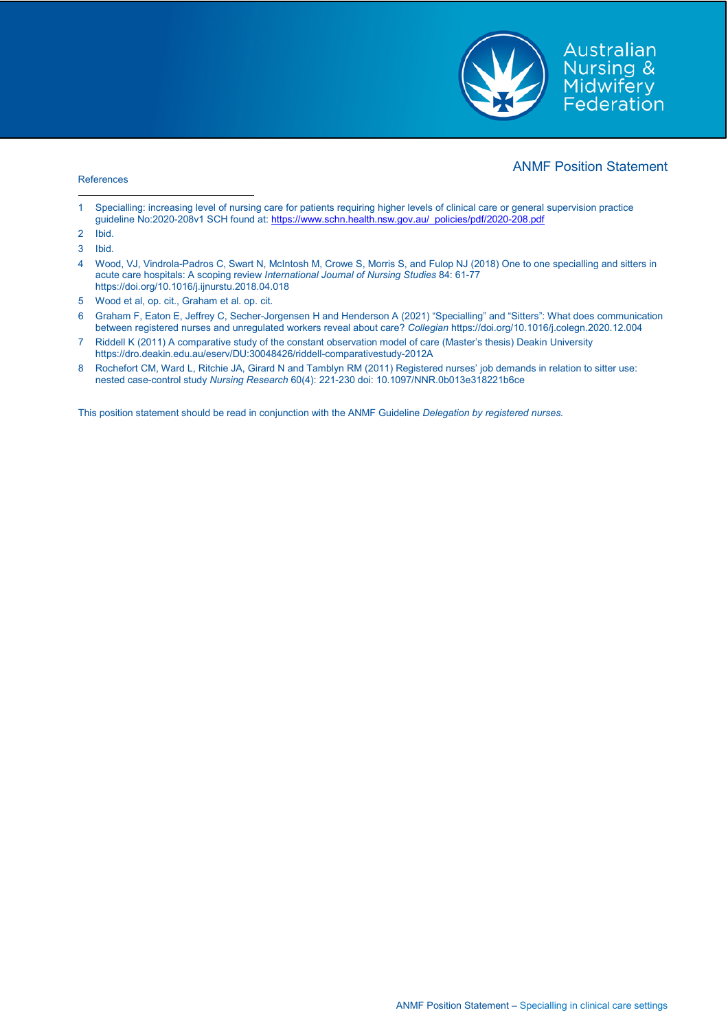ANMF Position Statement

References

1. Specialling: increasing level of nursing care for patients requiring higher levels of clinical care or general supervision practice guideline No:2020-208v1 SCH found at: [https://www.schn.health.nsw.gov.au/_policies/pdf/2020-208.pdf](https://www.schn.health.nsw.gov.au/_policies/pdf/2020-208.pdf)
2. Ibid.
3. Ibid.
4. Wood, VJ, Vindrola-Padros C, Swart N, McIntosh M, Crowe S, Morris S, and Fulop NJ (2018) One to one specialling and sitters in acute care hospitals: A scoping review *International Journal of Nursing Studies* 84: 61-77 https://doi.org/10.1016/j.ijnurstu.2018.04.018
5. Wood et al, op. cit., Graham et al. op. cit.
6. Graham F, Eaton E, Jeffrey C, Secher-Jorgensen H and Henderson A (2021) "Specialling" and "Sitters": What does communication between registered nurses and unregulated workers reveal about care? *Collegian* https://doi.org/10.1016/j.colegn.2020.12.004
7. Riddell K (2011) A comparative study of the constant observation model of care (Master's thesis) Deakin University https://dro.deakin.edu.au/eserv/DU:30048426/riddell-comparativestudy-2012A
8. Rochefort CM, Ward L, Ritchie JA, Girard N and Tamblyn RM (2011) Registered nurses' job demands in relation to sitter use: nested case-control study *Nursing Research* 60(4): 221-230 doi: 10.1097/NNR.0b013e318221b6ce

This position statement should be read in conjunction with the ANMF Guideline *Delegation by registered nurses.*